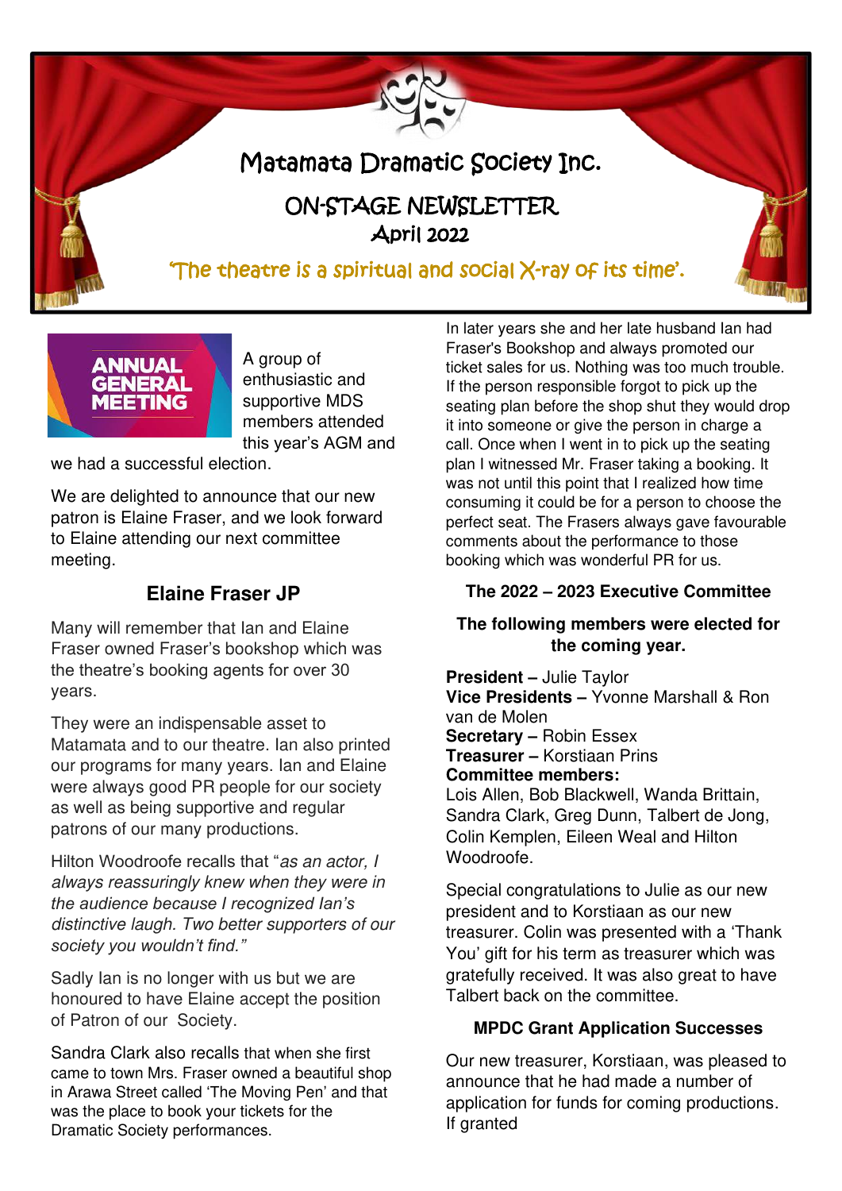# Matamata Dramatic Society Inc.

## ON-STAGE NEWSLETTER

April 2022

'The theatre is a spiritual and social X-ray of its time'.

ANNUAL GENERAL MEETING

A group of enthusiastic and supportive MDS members attended this year's AGM and we had a successful election.

We are delighted to announce that our new patron is Elaine Fraser, and we look forward to Elaine attending our next committee meeting.

### Elaine Fraser JP

Many will remember that Ian and Elaine Fraser owned Fraser's bookshop which was the theatre's booking agents for over 30 years.

They were an indispensable asset to Matamata and to our theatre. Ian also printed our programs for many years. Ian and Elaine were always good PR people for our society as well as being supportive and regular patrons of our many productions.

Hilton Woodroofe recalls that "*as an actor, I always reassuringly knew when they were in the audience because I recognized Ian's distinctive laugh. Two better supporters of our society you wouldn't find.*"

Sadly Ian is no longer with us but we are honoured to have Elaine accept the position of Patron of our Society.

Sandra Clark also recalls that when she first came to town Mrs. Fraser owned a beautiful shop in Arawa Street called 'The Moving Pen' and that was the place to book your tickets for the Dramatic Society performances.

In later years she and her late husband Ian had Fraser's Bookshop and always promoted our ticket sales for us. Nothing was too much trouble. If the person responsible forgot to pick up the seating plan before the shop shut they would drop it into someone or give the person in charge a call. Once when I went in to pick up the seating plan I witnessed Mr. Fraser taking a booking. It was not until this point that I realized how time consuming it could be for a person to choose the perfect seat. The Frasers always gave favourable comments about the performance to those booking which was wonderful PR for us.

### The 2022 – 2023 Executive Committee

**The following members were elected for the coming year.**

**President –** Julie Taylor
**Vice Presidents –** Yvonne Marshall & Ron van de Molen
**Secretary –** Robin Essex
**Treasurer –** Korstiaan Prins
**Committee members:**
Lois Allen, Bob Blackwell, Wanda Brittain, Sandra Clark, Greg Dunn, Talbert de Jong, Colin Kemplen, Eileen Weal and Hilton Woodroofe.

Special congratulations to Julie as our new president and to Korstiaan as our new treasurer. Colin was presented with a 'Thank You' gift for his term as treasurer which was gratefully received. It was also great to have Talbert back on the committee.

### MPDC Grant Application Successes

Our new treasurer, Korstiaan, was pleased to announce that he had made a number of application for funds for coming productions. If granted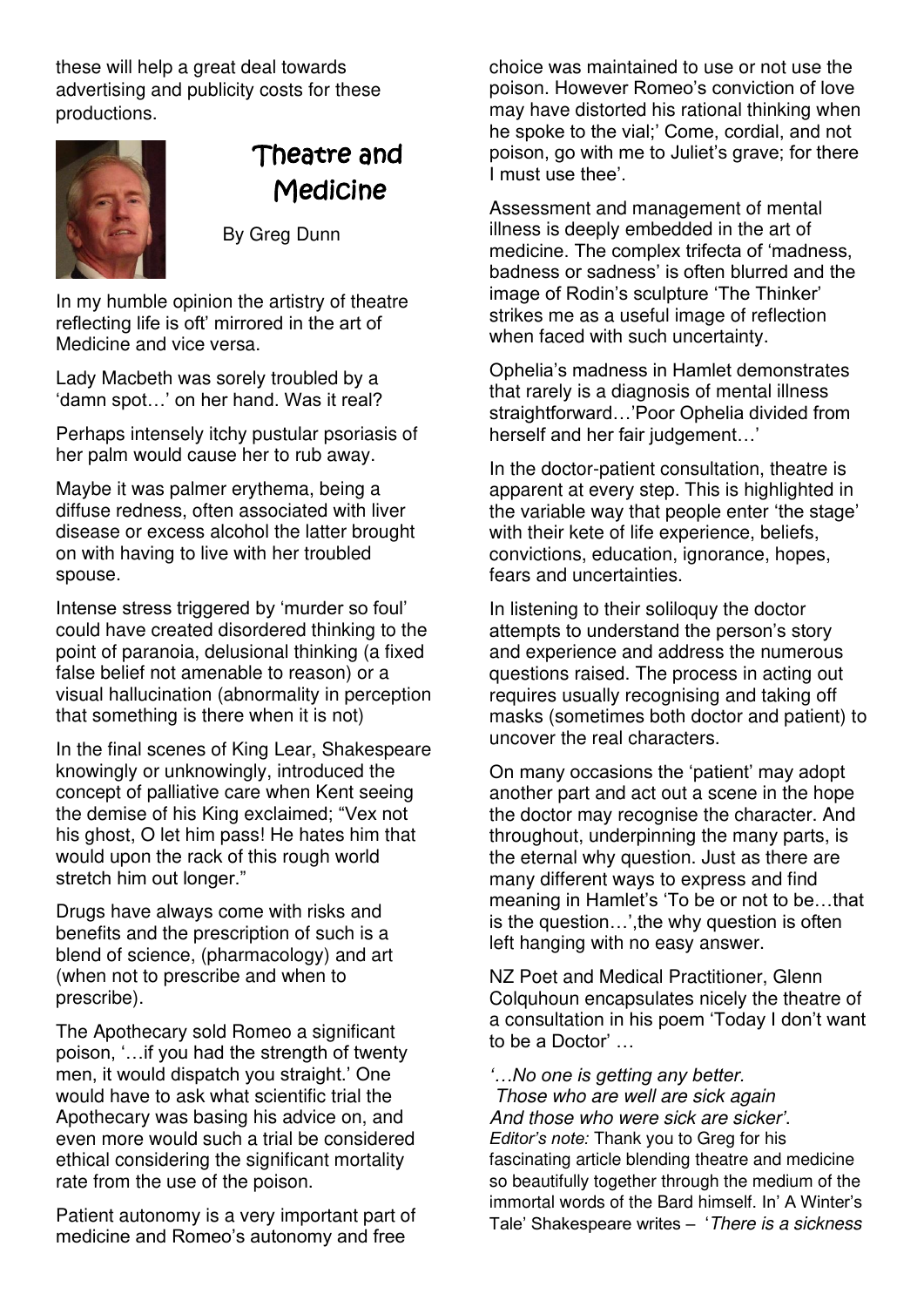these will help a great deal towards advertising and publicity costs for these productions.

## Theatre and Medicine

By Greg Dunn

In my humble opinion the artistry of theatre reflecting life is oft' mirrored in the art of Medicine and vice versa.

Lady Macbeth was sorely troubled by a 'damn spot…' on her hand. Was it real?

Perhaps intensely itchy pustular psoriasis of her palm would cause her to rub away.

Maybe it was palmer erythema, being a diffuse redness, often associated with liver disease or excess alcohol the latter brought on with having to live with her troubled spouse.

Intense stress triggered by 'murder so foul' could have created disordered thinking to the point of paranoia, delusional thinking (a fixed false belief not amenable to reason) or a visual hallucination (abnormality in perception that something is there when it is not)

In the final scenes of King Lear, Shakespeare knowingly or unknowingly, introduced the concept of palliative care when Kent seeing the demise of his King exclaimed; "Vex not his ghost, O let him pass! He hates him that would upon the rack of this rough world stretch him out longer."

Drugs have always come with risks and benefits and the prescription of such is a blend of science, (pharmacology) and art (when not to prescribe and when to prescribe).

The Apothecary sold Romeo a significant poison, '…if you had the strength of twenty men, it would dispatch you straight.' One would have to ask what scientific trial the Apothecary was basing his advice on, and even more would such a trial be considered ethical considering the significant mortality rate from the use of the poison.

Patient autonomy is a very important part of medicine and Romeo's autonomy and free choice was maintained to use or not use the poison. However Romeo's conviction of love may have distorted his rational thinking when he spoke to the vial;' Come, cordial, and not poison, go with me to Juliet's grave; for there I must use thee'.

Assessment and management of mental illness is deeply embedded in the art of medicine. The complex trifecta of 'madness, badness or sadness' is often blurred and the image of Rodin's sculpture 'The Thinker' strikes me as a useful image of reflection when faced with such uncertainty.

Ophelia's madness in Hamlet demonstrates that rarely is a diagnosis of mental illness straightforward…'Poor Ophelia divided from herself and her fair judgement…'

In the doctor-patient consultation, theatre is apparent at every step. This is highlighted in the variable way that people enter 'the stage' with their kete of life experience, beliefs, convictions, education, ignorance, hopes, fears and uncertainties.

In listening to their soliloquy the doctor attempts to understand the person's story and experience and address the numerous questions raised. The process in acting out requires usually recognising and taking off masks (sometimes both doctor and patient) to uncover the real characters.

On many occasions the 'patient' may adopt another part and act out a scene in the hope the doctor may recognise the character. And throughout, underpinning the many parts, is the eternal why question. Just as there are many different ways to express and find meaning in Hamlet's 'To be or not to be…that is the question…',the why question is often left hanging with no easy answer.

NZ Poet and Medical Practitioner, Glenn Colquhoun encapsulates nicely the theatre of a consultation in his poem 'Today I don't want to be a Doctor' …

*'…No one is getting any better.*
*Those who are well are sick again*
*And those who were sick are sicker'.*

*Editor's note:* Thank you to Greg for his fascinating article blending theatre and medicine so beautifully together through the medium of the immortal words of the Bard himself. In' A Winter's Tale' Shakespeare writes – '*There is a sickness*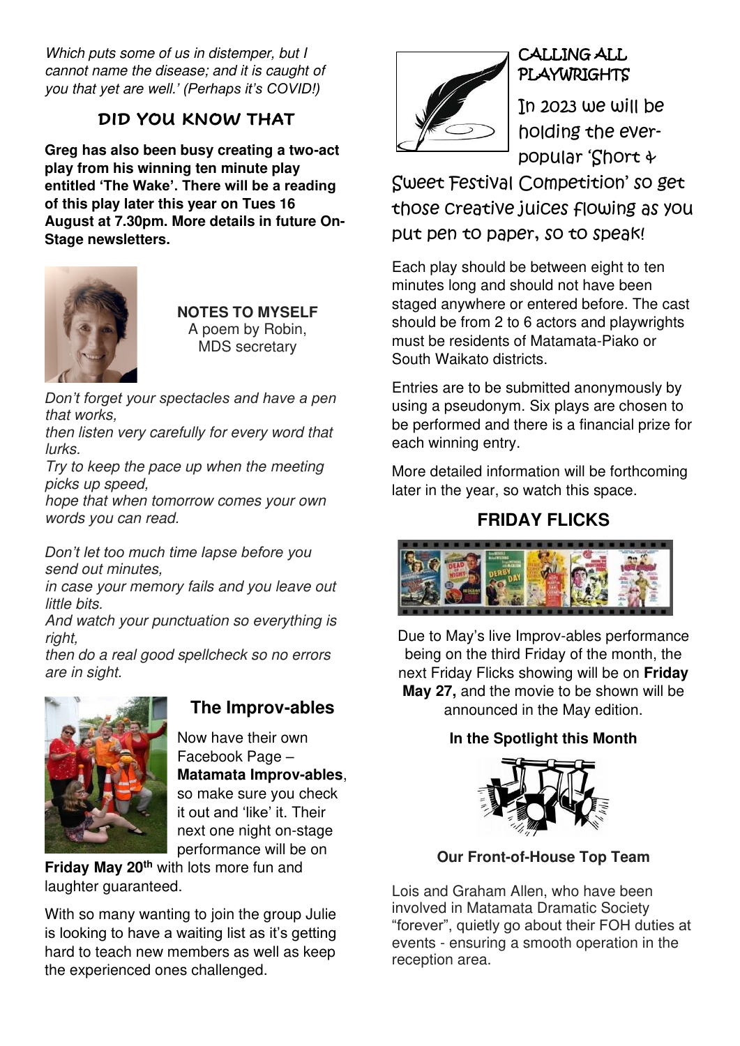*Which puts some of us in distemper, but I cannot name the disease; and it is caught of you that yet are well.' (Perhaps it's COVID!)*

## DID YOU KNOW THAT

**Greg has also been busy creating a two-act play from his winning ten minute play entitled 'The Wake'. There will be a reading of this play later this year on Tues 16 August at 7.30pm. More details in future On-Stage newsletters.**

**NOTES TO MYSELF**
A poem by Robin, MDS secretary

*Don't forget your spectacles and have a pen that works,*
*then listen very carefully for every word that lurks.*
*Try to keep the pace up when the meeting picks up speed,*
*hope that when tomorrow comes your own words you can read.*

*Don't let too much time lapse before you send out minutes,*
*in case your memory fails and you leave out little bits.*
*And watch your punctuation so everything is right,*
*then do a real good spellcheck so no errors are in sight.*

## The Improv-ables

Now have their own Facebook Page – **Matamata Improv-ables**, so make sure you check it out and 'like' it. Their next one night on-stage performance will be on **Friday May 20th** with lots more fun and laughter guaranteed.

With so many wanting to join the group Julie is looking to have a waiting list as it's getting hard to teach new members as well as keep the experienced ones challenged.

## CALLING ALL PLAYWRIGHTS

In 2023 we will be holding the ever-popular 'Short & Sweet Festival Competition' so get those creative juices flowing as you put pen to paper, so to speak!

Each play should be between eight to ten minutes long and should not have been staged anywhere or entered before. The cast should be from 2 to 6 actors and playwrights must be residents of Matamata-Piako or South Waikato districts.

Entries are to be submitted anonymously by using a pseudonym. Six plays are chosen to be performed and there is a financial prize for each winning entry.

More detailed information will be forthcoming later in the year, so watch this space.

## FRIDAY FLICKS

Due to May's live Improv-ables performance being on the third Friday of the month, the next Friday Flicks showing will be on **Friday May 27,** and the movie to be shown will be announced in the May edition.

### In the Spotlight this Month

**Our Front-of-House Top Team**

Lois and Graham Allen, who have been involved in Matamata Dramatic Society "forever", quietly go about their FOH duties at events - ensuring a smooth operation in the reception area.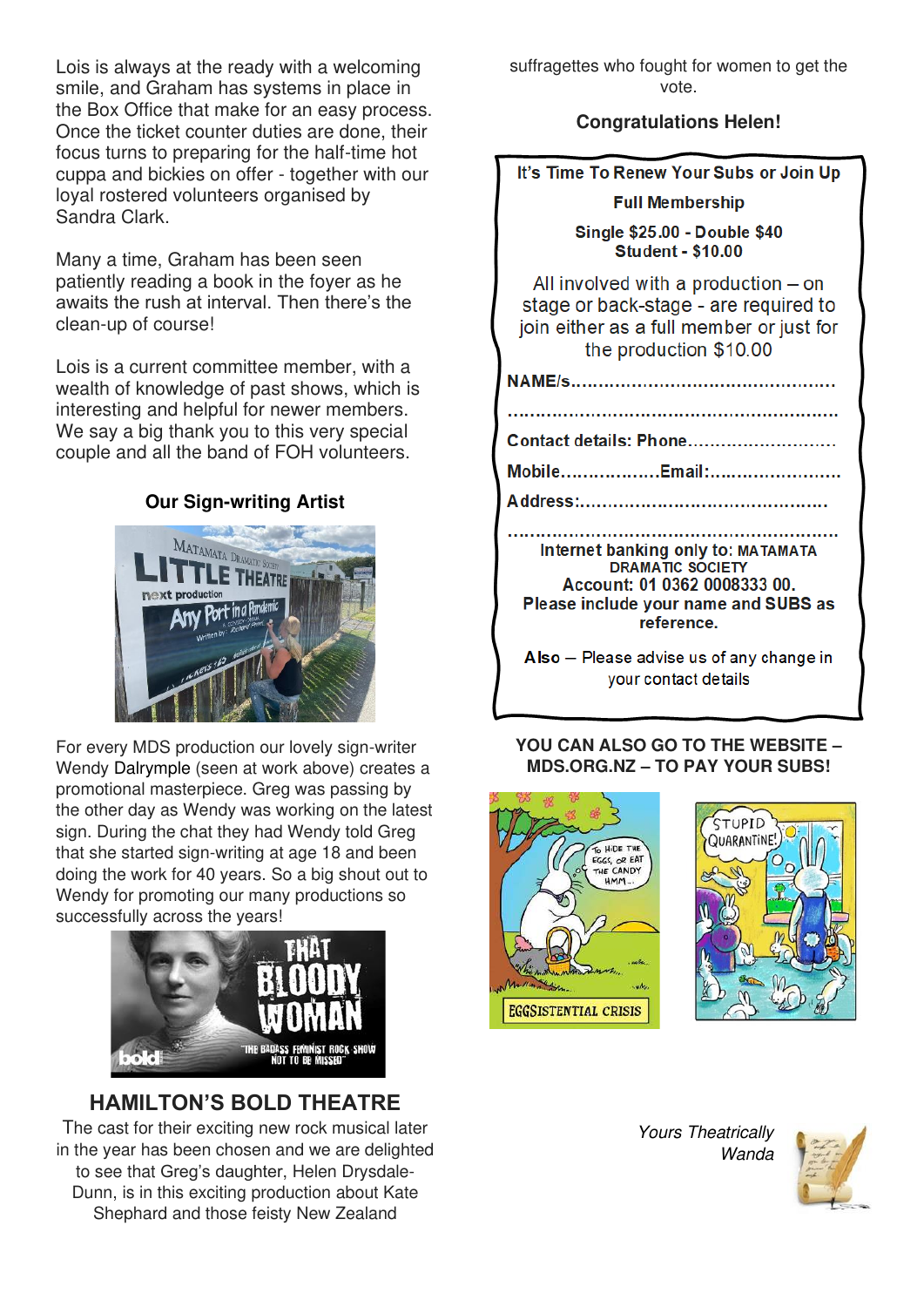Lois is always at the ready with a welcoming smile, and Graham has systems in place in the Box Office that make for an easy process. Once the ticket counter duties are done, their focus turns to preparing for the half-time hot cuppa and bickies on offer - together with our loyal rostered volunteers organised by Sandra Clark.

Many a time, Graham has been seen patiently reading a book in the foyer as he awaits the rush at interval. Then there's the clean-up of course!

Lois is a current committee member, with a wealth of knowledge of past shows, which is interesting and helpful for newer members. We say a big thank you to this very special couple and all the band of FOH volunteers.

### Our Sign-writing Artist

For every MDS production our lovely sign-writer Wendy Dalrymple (seen at work above) creates a promotional masterpiece. Greg was passing by the other day as Wendy was working on the latest sign. During the chat they had Wendy told Greg that she started sign-writing at age 18 and been doing the work for 40 years. So a big shout out to Wendy for promoting our many productions so successfully across the years!

## HAMILTON'S BOLD THEATRE

The cast for their exciting new rock musical later in the year has been chosen and we are delighted to see that Greg's daughter, Helen Drysdale-Dunn, is in this exciting production about Kate Shephard and those feisty New Zealand suffragettes who fought for women to get the vote.

**Congratulations Helen!**

**It's Time To Renew Your Subs or Join Up**

**Full Membership**

**Single $25.00 - Double $40**
**Student - $10.00**

All involved with a production – on stage or back-stage - are required to join either as a full member or just for the production $10.00

**NAME/s**.............................................

.........................................................

**Contact details: Phone**..........................

**Mobile**.................**Email:**.......................

**Address:**...........................................

.........................................................

**Internet banking only to: MATAMATA DRAMATIC SOCIETY**
**Account: 01 0362 0008333 00.**
**Please include your name and SUBS as reference.**

**Also** – Please advise us of any change in your contact details

**YOU CAN ALSO GO TO THE WEBSITE – MDS.ORG.NZ – TO PAY YOUR SUBS!**

*Yours Theatrically*
*Wanda*